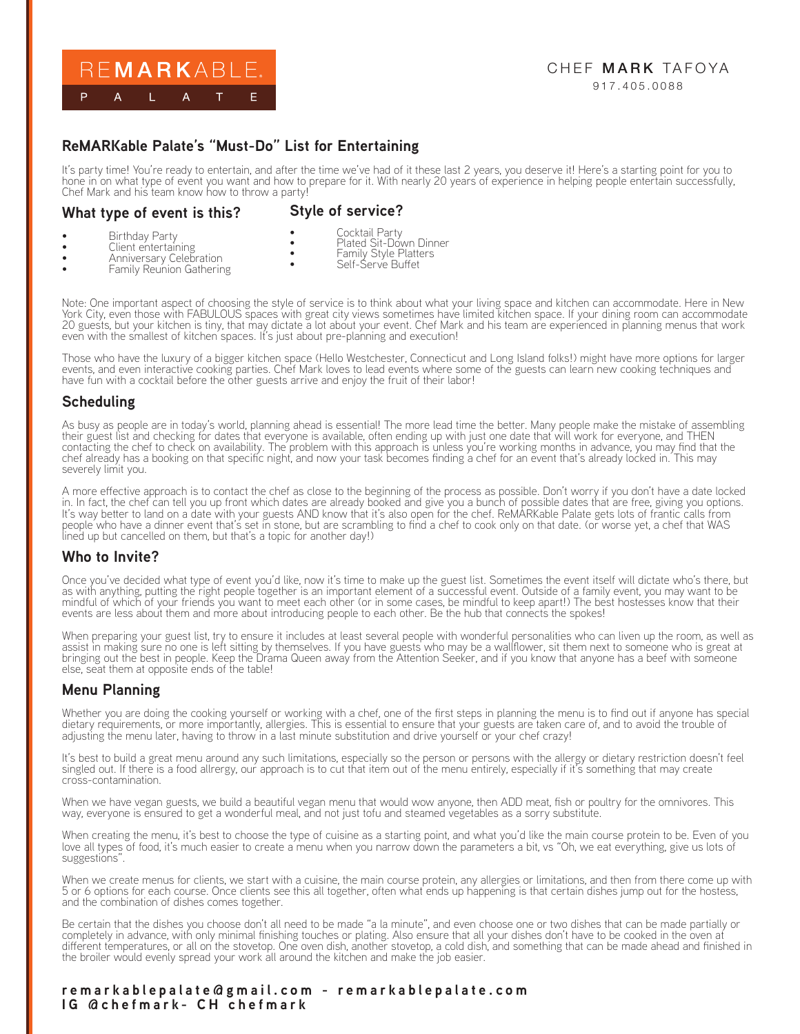REMARKABLE.
PALATE

CHEF **MARK** TAFOYA
917.405.0088

## ReMARKable Palate's "Must-Do" List for Entertaining

It's party time! You're ready to entertain, and after the time we've had of it these last 2 years, you deserve it! Here's a starting point for you to hone in on what type of event you want and how to prepare for it. With nearly 20 years of experience in helping people entertain successfully, Chef Mark and his team know how to throw a party!

### What type of event is this?

- Birthday Party
- Client entertaining
- Anniversary Celebration
- Family Reunion Gathering

### Style of service?

- Cocktail Party
- Plated Sit-Down Dinner
- Family Style Platters
- Self-Serve Buffet

Note: One important aspect of choosing the style of service is to think about what your living space and kitchen can accommodate. Here in New York City, even those with FABULOUS spaces with great city views sometimes have limited kitchen space. If your dining room can accommodate 20 guests, but your kitchen is tiny, that may dictate a lot about your event. Chef Mark and his team are experienced in planning menus that work even with the smallest of kitchen spaces. It's just about pre-planning and execution!

Those who have the luxury of a bigger kitchen space (Hello Westchester, Connecticut and Long Island folks!) might have more options for larger events, and even interactive cooking parties. Chef Mark loves to lead events where some of the guests can learn new cooking techniques and have fun with a cocktail before the other guests arrive and enjoy the fruit of their labor!

### Scheduling

As busy as people are in today's world, planning ahead is essential! The more lead time the better. Many people make the mistake of assembling their guest list and checking for dates that everyone is available, often ending up with just one date that will work for everyone, and THEN contacting the chef to check on availability. The problem with this approach is unless you're working months in advance, you may find that the chef already has a booking on that specific night, and now your task becomes finding a chef for an event that's already locked in. This may severely limit you.

A more effective approach is to contact the chef as close to the beginning of the process as possible. Don't worry if you don't have a date locked in. In fact, the chef can tell you up front which dates are already booked and give you a bunch of possible dates that are free, giving you options. It's way better to land on a date with your guests AND know that it's also open for the chef. ReMARKable Palate gets lots of frantic calls from people who have a dinner event that's set in stone, but are scrambling to find a chef to cook only on that date. (or worse yet, a chef that WAS lined up but cancelled on them, but that's a topic for another day!)

### Who to Invite?

Once you've decided what type of event you'd like, now it's time to make up the guest list. Sometimes the event itself will dictate who's there, but as with anything, putting the right people together is an important element of a successful event. Outside of a family event, you may want to be mindful of which of your friends you want to meet each other (or in some cases, be mindful to keep apart!) The best hostesses know that their events are less about them and more about introducing people to each other. Be the hub that connects the spokes!

When preparing your guest list, try to ensure it includes at least several people with wonderful personalities who can liven up the room, as well as assist in making sure no one is left sitting by themselves. If you have guests who may be a wallflower, sit them next to someone who is great at bringing out the best in people. Keep the Drama Queen away from the Attention Seeker, and if you know that anyone has a beef with someone else, seat them at opposite ends of the table!

### Menu Planning

Whether you are doing the cooking yourself or working with a chef, one of the first steps in planning the menu is to find out if anyone has special dietary requirements, or more importantly, allergies. This is essential to ensure that your guests are taken care of, and to avoid the trouble of adjusting the menu later, having to throw in a last minute substitution and drive yourself or your chef crazy!

It's best to build a great menu around any such limitations, especially so the person or persons with the allergy or dietary restriction doesn't feel singled out. If there is a food allrergy, our approach is to cut that item out of the menu entirely, especially if it's something that may create cross-contamination.

When we have vegan guests, we build a beautiful vegan menu that would wow anyone, then ADD meat, fish or poultry for the omnivores. This way, everyone is ensured to get a wonderful meal, and not just tofu and steamed vegetables as a sorry substitute.

When creating the menu, it's best to choose the type of cuisine as a starting point, and what you'd like the main course protein to be. Even of you love all types of food, it's much easier to create a menu when you narrow down the parameters a bit, vs "Oh, we eat everything, give us lots of suggestions".

When we create menus for clients, we start with a cuisine, the main course protein, any allergies or limitations, and then from there come up with 5 or 6 options for each course. Once clients see this all together, often what ends up happening is that certain dishes jump out for the hostess, and the combination of dishes comes together.

Be certain that the dishes you choose don't all need to be made "a la minute", and even choose one or two dishes that can be made partially or completely in advance, with only minimal finishing touches or plating. Also ensure that all your dishes don't have to be cooked in the oven at different temperatures, or all on the stovetop. One oven dish, another stovetop, a cold dish, and something that can be made ahead and finished in the broiler would evenly spread your work all around the kitchen and make the job easier.

**remarkablepalate@gmail.com - remarkablepalate.com**
**IG @chefmark- CH chefmark**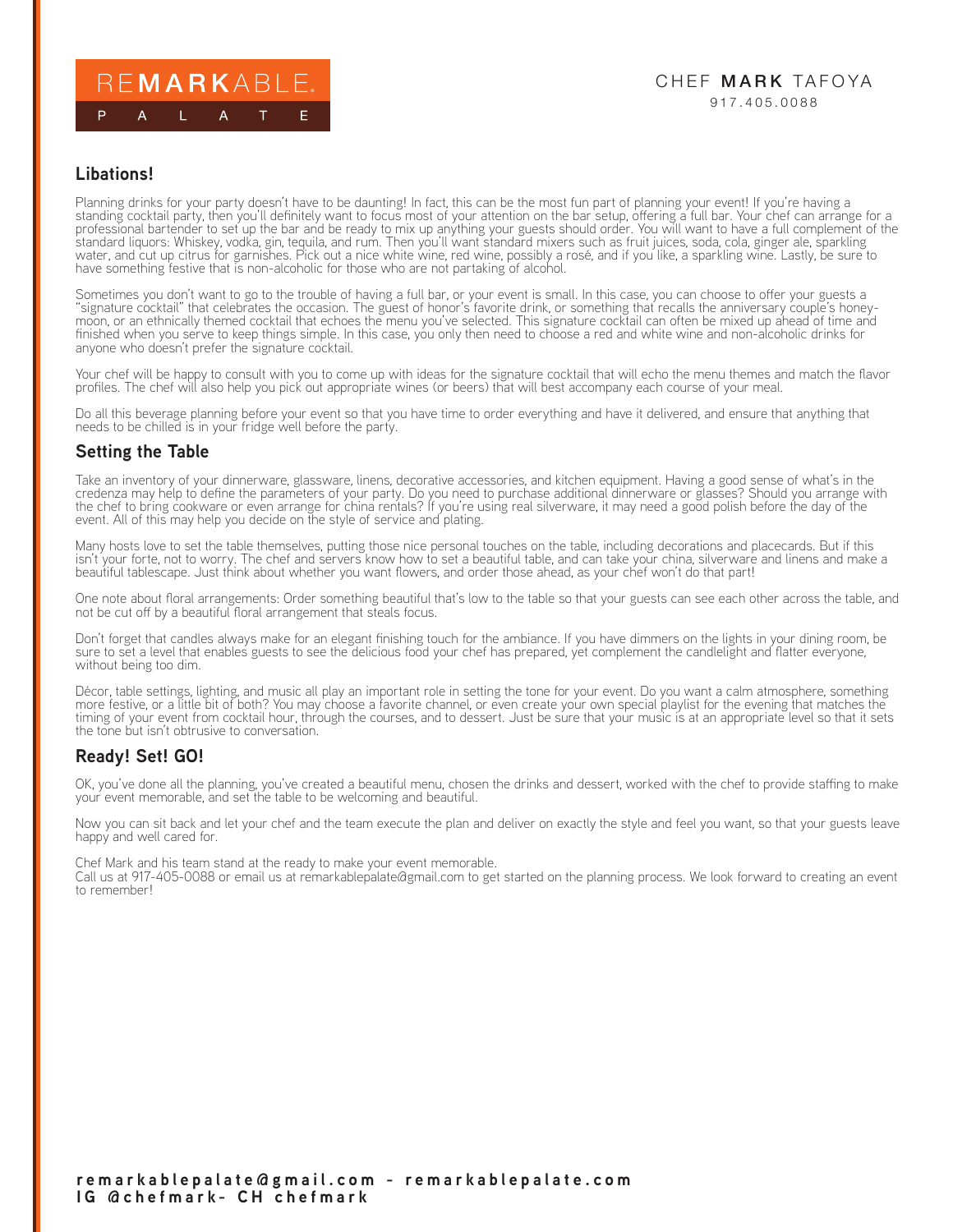## Libations!

Planning drinks for your party doesn't have to be daunting! In fact, this can be the most fun part of planning your event! If you're having a standing cocktail party, then you'll definitely want to focus most of your attention on the bar setup, offering a full bar. Your chef can arrange for a professional bartender to set up the bar and be ready to mix up anything your guests should order. You will want to have a full complement of the standard liquors: Whiskey, vodka, gin, tequila, and rum. Then you'll want standard mixers such as fruit juices, soda, cola, ginger ale, sparkling water, and cut up citrus for garnishes. Pick out a nice white wine, red wine, possibly a rosé, and if you like, a sparkling wine. Lastly, be sure to have something festive that is non-alcoholic for those who are not partaking of alcohol.

Sometimes you don't want to go to the trouble of having a full bar, or your event is small. In this case, you can choose to offer your guests a "signature cocktail" that celebrates the occasion. The guest of honor's favorite drink, or something that recalls the anniversary couple's honeymoon, or an ethnically themed cocktail that echoes the menu you've selected. This signature cocktail can often be mixed up ahead of time and finished when you serve to keep things simple. In this case, you only then need to choose a red and white wine and non-alcoholic drinks for anyone who doesn't prefer the signature cocktail.

Your chef will be happy to consult with you to come up with ideas for the signature cocktail that will echo the menu themes and match the flavor profiles. The chef will also help you pick out appropriate wines (or beers) that will best accompany each course of your meal.

Do all this beverage planning before your event so that you have time to order everything and have it delivered, and ensure that anything that needs to be chilled is in your fridge well before the party.

## Setting the Table

Take an inventory of your dinnerware, glassware, linens, decorative accessories, and kitchen equipment. Having a good sense of what's in the credenza may help to define the parameters of your party. Do you need to purchase additional dinnerware or glasses? Should you arrange with the chef to bring cookware or even arrange for china rentals? If you're using real silverware, it may need a good polish before the day of the event. All of this may help you decide on the style of service and plating.

Many hosts love to set the table themselves, putting those nice personal touches on the table, including decorations and placecards. But if this isn't your forte, not to worry. The chef and servers know how to set a beautiful table, and can take your china, silverware and linens and make a beautiful tablescape. Just think about whether you want flowers, and order those ahead, as your chef won't do that part!

One note about floral arrangements: Order something beautiful that's low to the table so that your guests can see each other across the table, and not be cut off by a beautiful floral arrangement that steals focus.

Don't forget that candles always make for an elegant finishing touch for the ambiance. If you have dimmers on the lights in your dining room, be sure to set a level that enables guests to see the delicious food your chef has prepared, yet complement the candlelight and flatter everyone, without being too dim.

Décor, table settings, lighting, and music all play an important role in setting the tone for your event. Do you want a calm atmosphere, something more festive, or a little bit of both? You may choose a favorite channel, or even create your own special playlist for the evening that matches the timing of your event from cocktail hour, through the courses, and to dessert. Just be sure that your music is at an appropriate level so that it sets the tone but isn't obtrusive to conversation.

## Ready! Set! GO!

OK, you've done all the planning, you've created a beautiful menu, chosen the drinks and dessert, worked with the chef to provide staffing to make your event memorable, and set the table to be welcoming and beautiful.

Now you can sit back and let your chef and the team execute the plan and deliver on exactly the style and feel you want, so that your guests leave happy and well cared for.

Chef Mark and his team stand at the ready to make your event memorable.
Call us at 917-405-0088 or email us at remarkablepalate@gmail.com to get started on the planning process. We look forward to creating an event to remember!